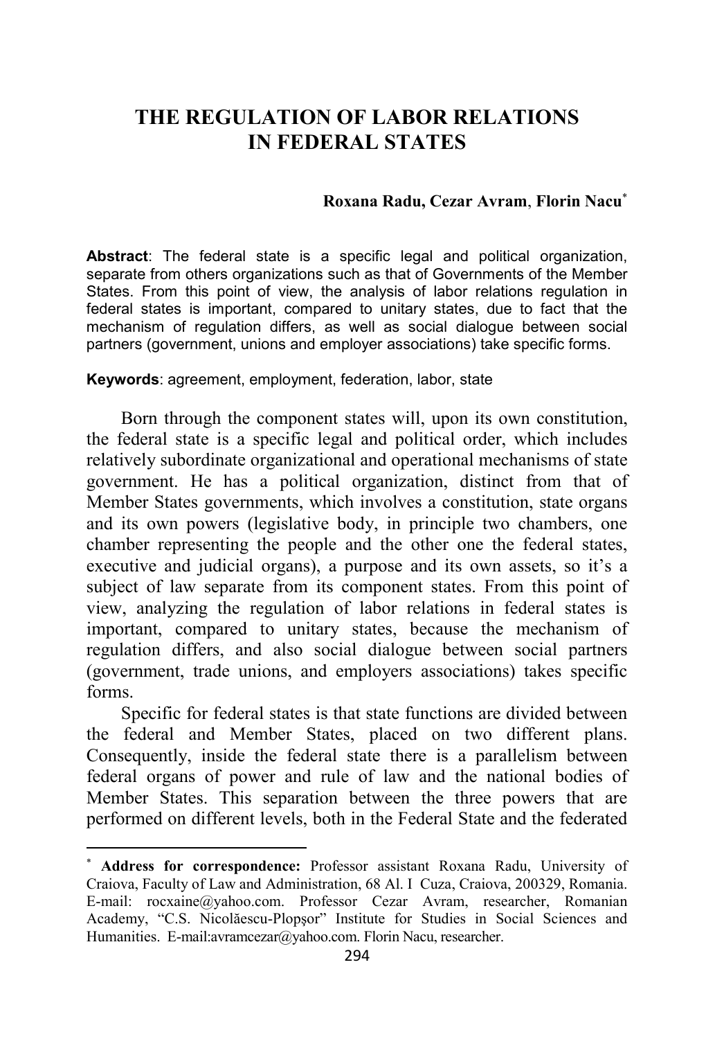# THE REGULATION OF LABOR RELATIONS IN FEDERAL STATES

**Roxana Radu, Cezar Avram, Florin Nacu**[*]

**Abstract**: The federal state is a specific legal and political organization, separate from others organizations such as that of Governments of the Member States. From this point of view, the analysis of labor relations regulation in federal states is important, compared to unitary states, due to fact that the mechanism of regulation differs, as well as social dialogue between social partners (government, unions and employer associations) take specific forms.

**Keywords**: agreement, employment, federation, labor, state

Born through the component states will, upon its own constitution, the federal state is a specific legal and political order, which includes relatively subordinate organizational and operational mechanisms of state government. He has a political organization, distinct from that of Member States governments, which involves a constitution, state organs and its own powers (legislative body, in principle two chambers, one chamber representing the people and the other one the federal states, executive and judicial organs), a purpose and its own assets, so it's a subject of law separate from its component states. From this point of view, analyzing the regulation of labor relations in federal states is important, compared to unitary states, because the mechanism of regulation differs, and also social dialogue between social partners (government, trade unions, and employers associations) takes specific forms.

Specific for federal states is that state functions are divided between the federal and Member States, placed on two different plans. Consequently, inside the federal state there is a parallelism between federal organs of power and rule of law and the national bodies of Member States. This separation between the three powers that are performed on different levels, both in the Federal State and the federated

---

[*] **Address for correspondence:** Professor assistant Roxana Radu, University of Craiova, Faculty of Law and Administration, 68 Al. I Cuza, Craiova, 200329, Romania. E-mail: rocxaine@yahoo.com. Professor Cezar Avram, researcher, Romanian Academy, "C.S. Nicolăescu-Plopşor" Institute for Studies in Social Sciences and Humanities. E-mail:avramcezar@yahoo.com. Florin Nacu, researcher.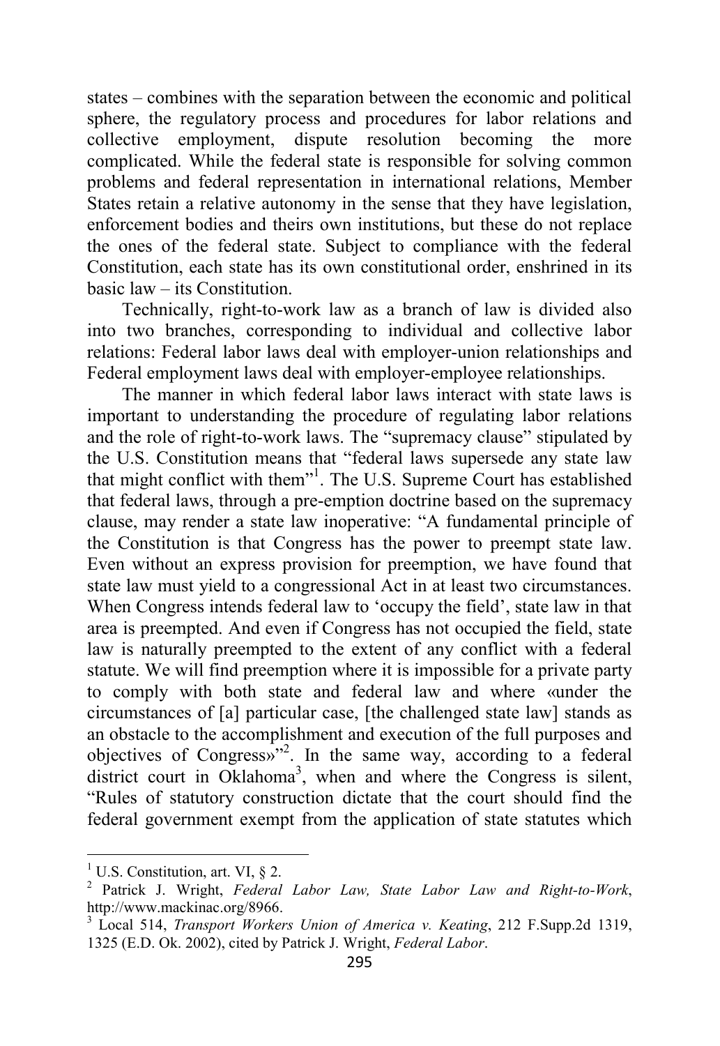states – combines with the separation between the economic and political sphere, the regulatory process and procedures for labor relations and collective employment, dispute resolution becoming the more complicated. While the federal state is responsible for solving common problems and federal representation in international relations, Member States retain a relative autonomy in the sense that they have legislation, enforcement bodies and theirs own institutions, but these do not replace the ones of the federal state. Subject to compliance with the federal Constitution, each state has its own constitutional order, enshrined in its basic law – its Constitution.

Technically, right-to-work law as a branch of law is divided also into two branches, corresponding to individual and collective labor relations: Federal labor laws deal with employer-union relationships and Federal employment laws deal with employer-employee relationships.

The manner in which federal labor laws interact with state laws is important to understanding the procedure of regulating labor relations and the role of right-to-work laws. The "supremacy clause" stipulated by the U.S. Constitution means that "federal laws supersede any state law that might conflict with them"[1]. The U.S. Supreme Court has established that federal laws, through a pre-emption doctrine based on the supremacy clause, may render a state law inoperative: "A fundamental principle of the Constitution is that Congress has the power to preempt state law. Even without an express provision for preemption, we have found that state law must yield to a congressional Act in at least two circumstances. When Congress intends federal law to 'occupy the field', state law in that area is preempted. And even if Congress has not occupied the field, state law is naturally preempted to the extent of any conflict with a federal statute. We will find preemption where it is impossible for a private party to comply with both state and federal law and where «under the circumstances of [a] particular case, [the challenged state law] stands as an obstacle to the accomplishment and execution of the full purposes and objectives of Congress»"[2]. In the same way, according to a federal district court in Oklahoma[3], when and where the Congress is silent, "Rules of statutory construction dictate that the court should find the federal government exempt from the application of state statutes which

---

[1] U.S. Constitution, art. VI, § 2.

[2] Patrick J. Wright, *Federal Labor Law, State Labor Law and Right-to-Work*, http://www.mackinac.org/8966.

[3] Local 514, *Transport Workers Union of America v. Keating*, 212 F.Supp.2d 1319, 1325 (E.D. Ok. 2002), cited by Patrick J. Wright, *Federal Labor*.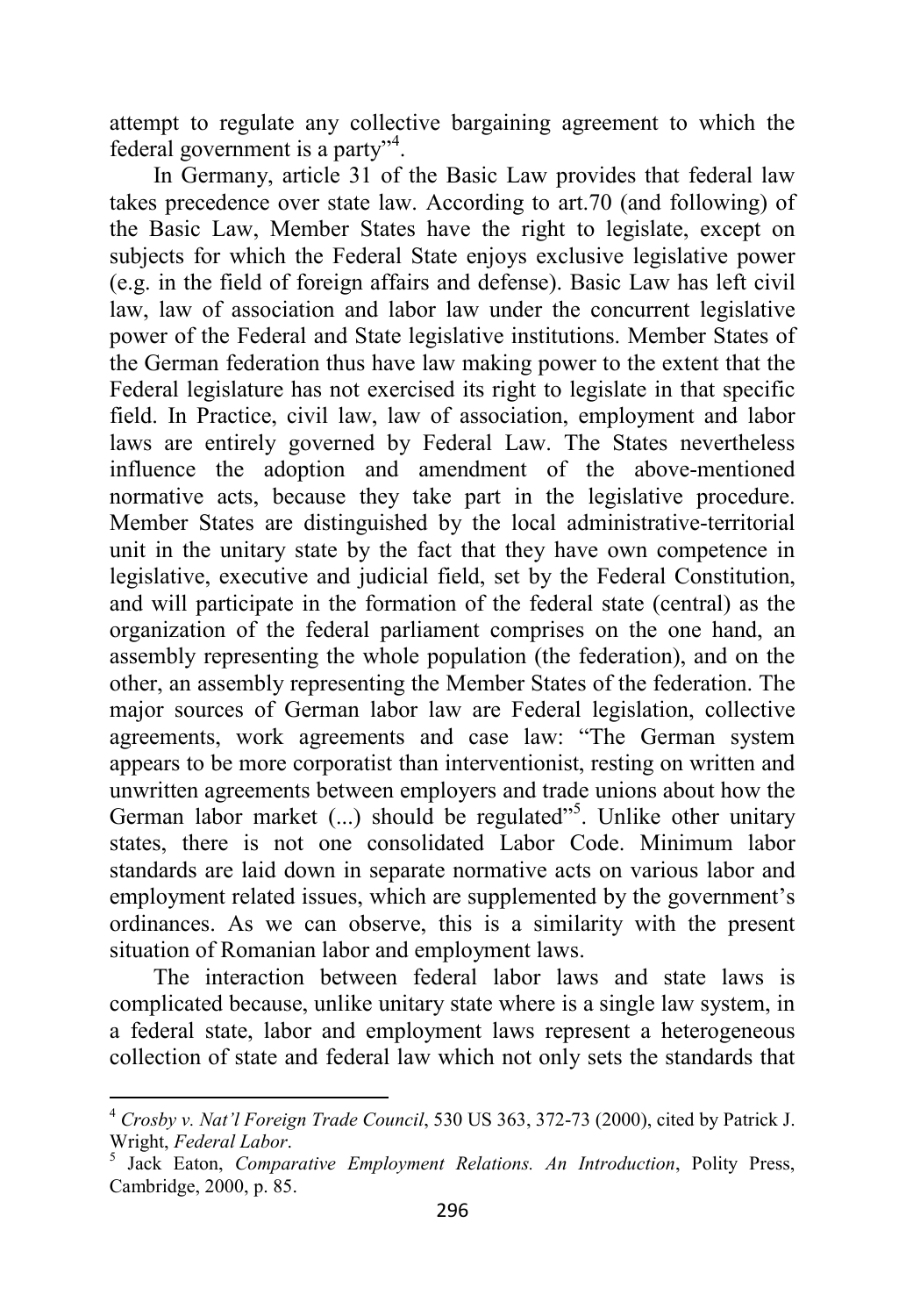attempt to regulate any collective bargaining agreement to which the federal government is a party”[4].

In Germany, article 31 of the Basic Law provides that federal law takes precedence over state law. According to art.70 (and following) of the Basic Law, Member States have the right to legislate, except on subjects for which the Federal State enjoys exclusive legislative power (e.g. in the field of foreign affairs and defense). Basic Law has left civil law, law of association and labor law under the concurrent legislative power of the Federal and State legislative institutions. Member States of the German federation thus have law making power to the extent that the Federal legislature has not exercised its right to legislate in that specific field. In Practice, civil law, law of association, employment and labor laws are entirely governed by Federal Law. The States nevertheless influence the adoption and amendment of the above-mentioned normative acts, because they take part in the legislative procedure. Member States are distinguished by the local administrative-territorial unit in the unitary state by the fact that they have own competence in legislative, executive and judicial field, set by the Federal Constitution, and will participate in the formation of the federal state (central) as the organization of the federal parliament comprises on the one hand, an assembly representing the whole population (the federation), and on the other, an assembly representing the Member States of the federation. The major sources of German labor law are Federal legislation, collective agreements, work agreements and case law: “The German system appears to be more corporatist than interventionist, resting on written and unwritten agreements between employers and trade unions about how the German labor market (...) should be regulated”[5]. Unlike other unitary states, there is not one consolidated Labor Code. Minimum labor standards are laid down in separate normative acts on various labor and employment related issues, which are supplemented by the government’s ordinances. As we can observe, this is a similarity with the present situation of Romanian labor and employment laws.

The interaction between federal labor laws and state laws is complicated because, unlike unitary state where is a single law system, in a federal state, labor and employment laws represent a heterogeneous collection of state and federal law which not only sets the standards that

---

[4] *Crosby v. Nat’l Foreign Trade Council*, 530 US 363, 372-73 (2000), cited by Patrick J. Wright, *Federal Labor*.

[5] Jack Eaton, *Comparative Employment Relations. An Introduction*, Polity Press, Cambridge, 2000, p. 85.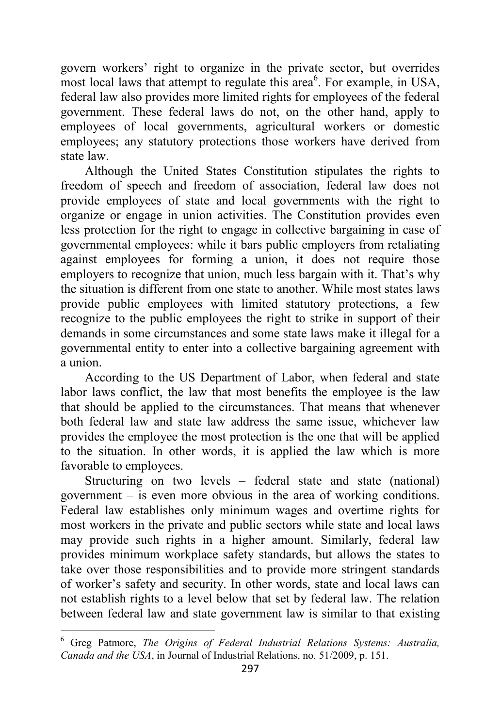govern workers' right to organize in the private sector, but overrides most local laws that attempt to regulate this area[6]. For example, in USA, federal law also provides more limited rights for employees of the federal government. These federal laws do not, on the other hand, apply to employees of local governments, agricultural workers or domestic employees; any statutory protections those workers have derived from state law.

Although the United States Constitution stipulates the rights to freedom of speech and freedom of association, federal law does not provide employees of state and local governments with the right to organize or engage in union activities. The Constitution provides even less protection for the right to engage in collective bargaining in case of governmental employees: while it bars public employers from retaliating against employees for forming a union, it does not require those employers to recognize that union, much less bargain with it. That's why the situation is different from one state to another. While most states laws provide public employees with limited statutory protections, a few recognize to the public employees the right to strike in support of their demands in some circumstances and some state laws make it illegal for a governmental entity to enter into a collective bargaining agreement with a union.

According to the US Department of Labor, when federal and state labor laws conflict, the law that most benefits the employee is the law that should be applied to the circumstances. That means that whenever both federal law and state law address the same issue, whichever law provides the employee the most protection is the one that will be applied to the situation. In other words, it is applied the law which is more favorable to employees.

Structuring on two levels – federal state and state (national) government – is even more obvious in the area of working conditions. Federal law establishes only minimum wages and overtime rights for most workers in the private and public sectors while state and local laws may provide such rights in a higher amount. Similarly, federal law provides minimum workplace safety standards, but allows the states to take over those responsibilities and to provide more stringent standards of worker's safety and security. In other words, state and local laws can not establish rights to a level below that set by federal law. The relation between federal law and state government law is similar to that existing

---

[6] Greg Patmore, *The Origins of Federal Industrial Relations Systems: Australia, Canada and the USA*, in Journal of Industrial Relations, no. 51/2009, p. 151.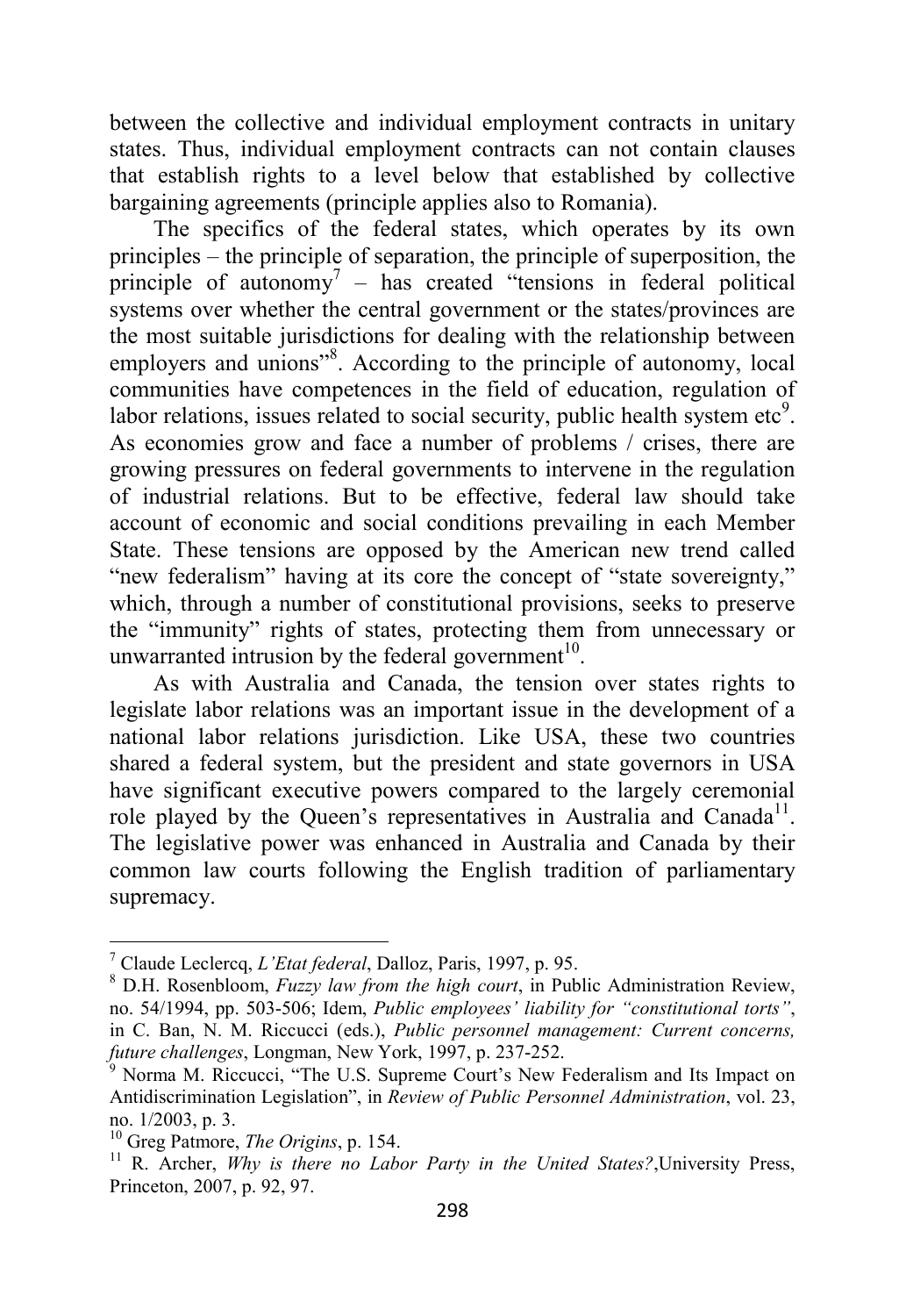between the collective and individual employment contracts in unitary states. Thus, individual employment contracts can not contain clauses that establish rights to a level below that established by collective bargaining agreements (principle applies also to Romania).

The specifics of the federal states, which operates by its own principles – the principle of separation, the principle of superposition, the principle of autonomy[7] – has created "tensions in federal political systems over whether the central government or the states/provinces are the most suitable jurisdictions for dealing with the relationship between employers and unions"[8]. According to the principle of autonomy, local communities have competences in the field of education, regulation of labor relations, issues related to social security, public health system etc[9]. As economies grow and face a number of problems / crises, there are growing pressures on federal governments to intervene in the regulation of industrial relations. But to be effective, federal law should take account of economic and social conditions prevailing in each Member State. These tensions are opposed by the American new trend called "new federalism" having at its core the concept of "state sovereignty," which, through a number of constitutional provisions, seeks to preserve the "immunity" rights of states, protecting them from unnecessary or unwarranted intrusion by the federal government[10].

As with Australia and Canada, the tension over states rights to legislate labor relations was an important issue in the development of a national labor relations jurisdiction. Like USA, these two countries shared a federal system, but the president and state governors in USA have significant executive powers compared to the largely ceremonial role played by the Queen's representatives in Australia and Canada[11]. The legislative power was enhanced in Australia and Canada by their common law courts following the English tradition of parliamentary supremacy.

---

[7] Claude Leclercq, *L'Etat federal*, Dalloz, Paris, 1997, p. 95.

[8] D.H. Rosenbloom, *Fuzzy law from the high court*, in Public Administration Review, no. 54/1994, pp. 503-506; Idem, *Public employees' liability for "constitutional torts"*, in C. Ban, N. M. Riccucci (eds.), *Public personnel management: Current concerns, future challenges*, Longman, New York, 1997, p. 237-252.

[9] Norma M. Riccucci, "The U.S. Supreme Court's New Federalism and Its Impact on Antidiscrimination Legislation", in *Review of Public Personnel Administration*, vol. 23, no. 1/2003, p. 3.

[10] Greg Patmore, *The Origins*, p. 154.

[11] R. Archer, *Why is there no Labor Party in the United States?*,University Press, Princeton, 2007, p. 92, 97.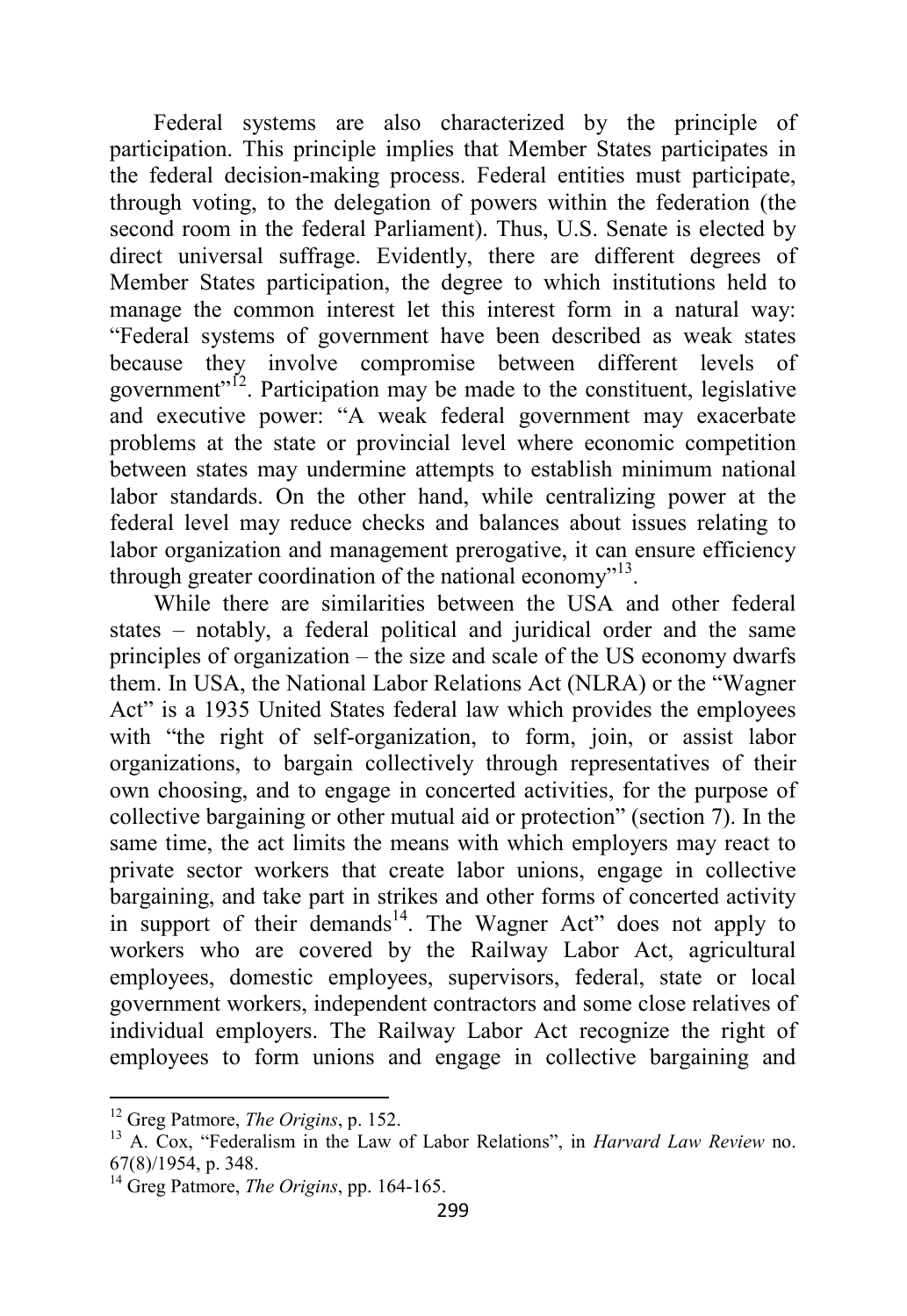Federal systems are also characterized by the principle of participation. This principle implies that Member States participates in the federal decision-making process. Federal entities must participate, through voting, to the delegation of powers within the federation (the second room in the federal Parliament). Thus, U.S. Senate is elected by direct universal suffrage. Evidently, there are different degrees of Member States participation, the degree to which institutions held to manage the common interest let this interest form in a natural way: "Federal systems of government have been described as weak states because they involve compromise between different levels of government"[12]. Participation may be made to the constituent, legislative and executive power: "A weak federal government may exacerbate problems at the state or provincial level where economic competition between states may undermine attempts to establish minimum national labor standards. On the other hand, while centralizing power at the federal level may reduce checks and balances about issues relating to labor organization and management prerogative, it can ensure efficiency through greater coordination of the national economy"[13].

While there are similarities between the USA and other federal states – notably, a federal political and juridical order and the same principles of organization – the size and scale of the US economy dwarfs them. In USA, the National Labor Relations Act (NLRA) or the "Wagner Act" is a 1935 United States federal law which provides the employees with "the right of self-organization, to form, join, or assist labor organizations, to bargain collectively through representatives of their own choosing, and to engage in concerted activities, for the purpose of collective bargaining or other mutual aid or protection" (section 7). In the same time, the act limits the means with which employers may react to private sector workers that create labor unions, engage in collective bargaining, and take part in strikes and other forms of concerted activity in support of their demands[14]. The Wagner Act" does not apply to workers who are covered by the Railway Labor Act, agricultural employees, domestic employees, supervisors, federal, state or local government workers, independent contractors and some close relatives of individual employers. The Railway Labor Act recognize the right of employees to form unions and engage in collective bargaining and

---

[12] Greg Patmore, *The Origins*, p. 152.

[13] A. Cox, "Federalism in the Law of Labor Relations", in *Harvard Law Review* no. 67(8)/1954, p. 348.

[14] Greg Patmore, *The Origins*, pp. 164-165.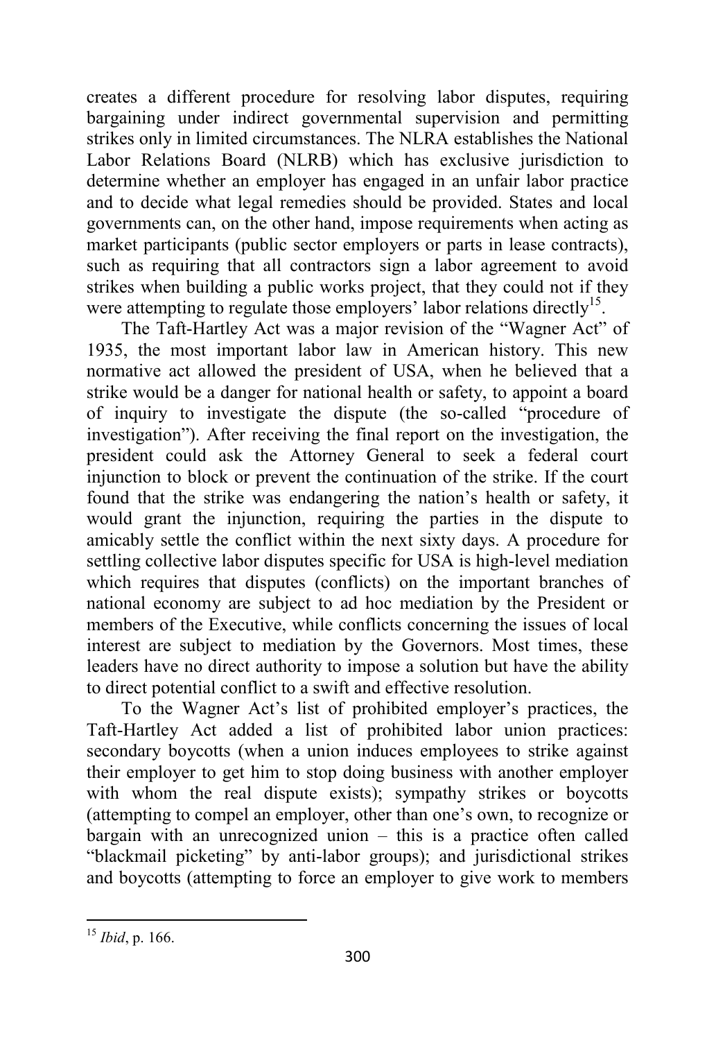creates a different procedure for resolving labor disputes, requiring bargaining under indirect governmental supervision and permitting strikes only in limited circumstances. The NLRA establishes the National Labor Relations Board (NLRB) which has exclusive jurisdiction to determine whether an employer has engaged in an unfair labor practice and to decide what legal remedies should be provided. States and local governments can, on the other hand, impose requirements when acting as market participants (public sector employers or parts in lease contracts), such as requiring that all contractors sign a labor agreement to avoid strikes when building a public works project, that they could not if they were attempting to regulate those employers' labor relations directly[15].

The Taft-Hartley Act was a major revision of the "Wagner Act" of 1935, the most important labor law in American history. This new normative act allowed the president of USA, when he believed that a strike would be a danger for national health or safety, to appoint a board of inquiry to investigate the dispute (the so-called "procedure of investigation"). After receiving the final report on the investigation, the president could ask the Attorney General to seek a federal court injunction to block or prevent the continuation of the strike. If the court found that the strike was endangering the nation's health or safety, it would grant the injunction, requiring the parties in the dispute to amicably settle the conflict within the next sixty days. A procedure for settling collective labor disputes specific for USA is high-level mediation which requires that disputes (conflicts) on the important branches of national economy are subject to ad hoc mediation by the President or members of the Executive, while conflicts concerning the issues of local interest are subject to mediation by the Governors. Most times, these leaders have no direct authority to impose a solution but have the ability to direct potential conflict to a swift and effective resolution.

To the Wagner Act's list of prohibited employer's practices, the Taft-Hartley Act added a list of prohibited labor union practices: secondary boycotts (when a union induces employees to strike against their employer to get him to stop doing business with another employer with whom the real dispute exists); sympathy strikes or boycotts (attempting to compel an employer, other than one's own, to recognize or bargain with an unrecognized union – this is a practice often called "blackmail picketing" by anti-labor groups); and jurisdictional strikes and boycotts (attempting to force an employer to give work to members

---

[15] *Ibid*, p. 166.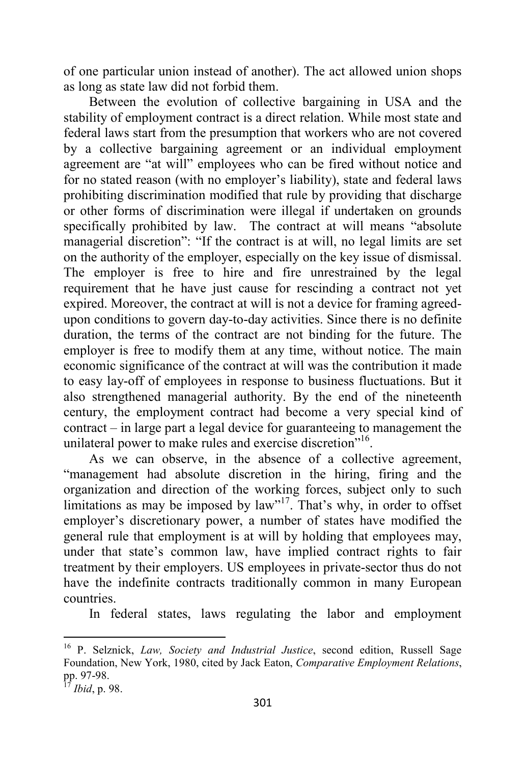of one particular union instead of another). The act allowed union shops as long as state law did not forbid them.

Between the evolution of collective bargaining in USA and the stability of employment contract is a direct relation. While most state and federal laws start from the presumption that workers who are not covered by a collective bargaining agreement or an individual employment agreement are "at will" employees who can be fired without notice and for no stated reason (with no employer's liability), state and federal laws prohibiting discrimination modified that rule by providing that discharge or other forms of discrimination were illegal if undertaken on grounds specifically prohibited by law. The contract at will means "absolute managerial discretion": "If the contract is at will, no legal limits are set on the authority of the employer, especially on the key issue of dismissal. The employer is free to hire and fire unrestrained by the legal requirement that he have just cause for rescinding a contract not yet expired. Moreover, the contract at will is not a device for framing agreed-upon conditions to govern day-to-day activities. Since there is no definite duration, the terms of the contract are not binding for the future. The employer is free to modify them at any time, without notice. The main economic significance of the contract at will was the contribution it made to easy lay-off of employees in response to business fluctuations. But it also strengthened managerial authority. By the end of the nineteenth century, the employment contract had become a very special kind of contract – in large part a legal device for guaranteeing to management the unilateral power to make rules and exercise discretion"[16].

As we can observe, in the absence of a collective agreement, "management had absolute discretion in the hiring, firing and the organization and direction of the working forces, subject only to such limitations as may be imposed by law"[17]. That's why, in order to offset employer's discretionary power, a number of states have modified the general rule that employment is at will by holding that employees may, under that state's common law, have implied contract rights to fair treatment by their employers. US employees in private-sector thus do not have the indefinite contracts traditionally common in many European countries.

In federal states, laws regulating the labor and employment

---

[16] P. Selznick, *Law, Society and Industrial Justice*, second edition, Russell Sage Foundation, New York, 1980, cited by Jack Eaton, *Comparative Employment Relations*, pp. 97-98.

[17] *Ibid*, p. 98.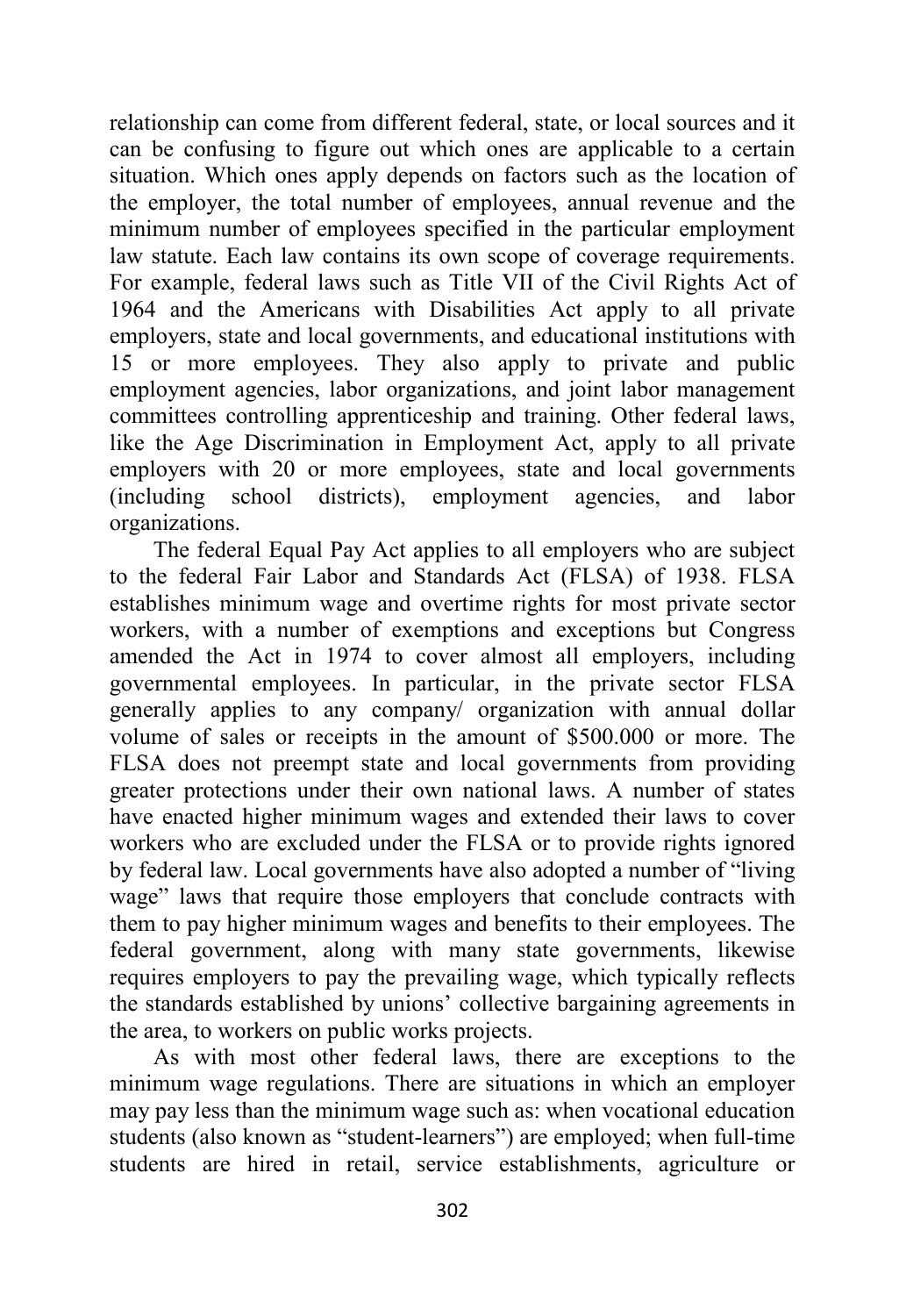relationship can come from different federal, state, or local sources and it can be confusing to figure out which ones are applicable to a certain situation. Which ones apply depends on factors such as the location of the employer, the total number of employees, annual revenue and the minimum number of employees specified in the particular employment law statute. Each law contains its own scope of coverage requirements. For example, federal laws such as Title VII of the Civil Rights Act of 1964 and the Americans with Disabilities Act apply to all private employers, state and local governments, and educational institutions with 15 or more employees. They also apply to private and public employment agencies, labor organizations, and joint labor management committees controlling apprenticeship and training. Other federal laws, like the Age Discrimination in Employment Act, apply to all private employers with 20 or more employees, state and local governments (including school districts), employment agencies, and labor organizations.

The federal Equal Pay Act applies to all employers who are subject to the federal Fair Labor and Standards Act (FLSA) of 1938. FLSA establishes minimum wage and overtime rights for most private sector workers, with a number of exemptions and exceptions but Congress amended the Act in 1974 to cover almost all employers, including governmental employees. In particular, in the private sector FLSA generally applies to any company/ organization with annual dollar volume of sales or receipts in the amount of $500.000 or more. The FLSA does not preempt state and local governments from providing greater protections under their own national laws. A number of states have enacted higher minimum wages and extended their laws to cover workers who are excluded under the FLSA or to provide rights ignored by federal law. Local governments have also adopted a number of "living wage" laws that require those employers that conclude contracts with them to pay higher minimum wages and benefits to their employees. The federal government, along with many state governments, likewise requires employers to pay the prevailing wage, which typically reflects the standards established by unions' collective bargaining agreements in the area, to workers on public works projects.

As with most other federal laws, there are exceptions to the minimum wage regulations. There are situations in which an employer may pay less than the minimum wage such as: when vocational education students (also known as "student-learners") are employed; when full-time students are hired in retail, service establishments, agriculture or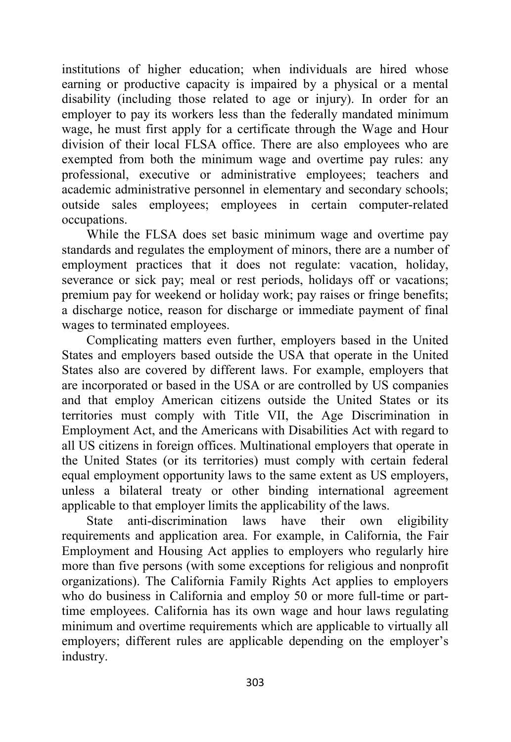institutions of higher education; when individuals are hired whose earning or productive capacity is impaired by a physical or a mental disability (including those related to age or injury). In order for an employer to pay its workers less than the federally mandated minimum wage, he must first apply for a certificate through the Wage and Hour division of their local FLSA office. There are also employees who are exempted from both the minimum wage and overtime pay rules: any professional, executive or administrative employees; teachers and academic administrative personnel in elementary and secondary schools; outside sales employees; employees in certain computer-related occupations.

While the FLSA does set basic minimum wage and overtime pay standards and regulates the employment of minors, there are a number of employment practices that it does not regulate: vacation, holiday, severance or sick pay; meal or rest periods, holidays off or vacations; premium pay for weekend or holiday work; pay raises or fringe benefits; a discharge notice, reason for discharge or immediate payment of final wages to terminated employees.

Complicating matters even further, employers based in the United States and employers based outside the USA that operate in the United States also are covered by different laws. For example, employers that are incorporated or based in the USA or are controlled by US companies and that employ American citizens outside the United States or its territories must comply with Title VII, the Age Discrimination in Employment Act, and the Americans with Disabilities Act with regard to all US citizens in foreign offices. Multinational employers that operate in the United States (or its territories) must comply with certain federal equal employment opportunity laws to the same extent as US employers, unless a bilateral treaty or other binding international agreement applicable to that employer limits the applicability of the laws.

State anti-discrimination laws have their own eligibility requirements and application area. For example, in California, the Fair Employment and Housing Act applies to employers who regularly hire more than five persons (with some exceptions for religious and nonprofit organizations). The California Family Rights Act applies to employers who do business in California and employ 50 or more full-time or part-time employees. California has its own wage and hour laws regulating minimum and overtime requirements which are applicable to virtually all employers; different rules are applicable depending on the employer's industry.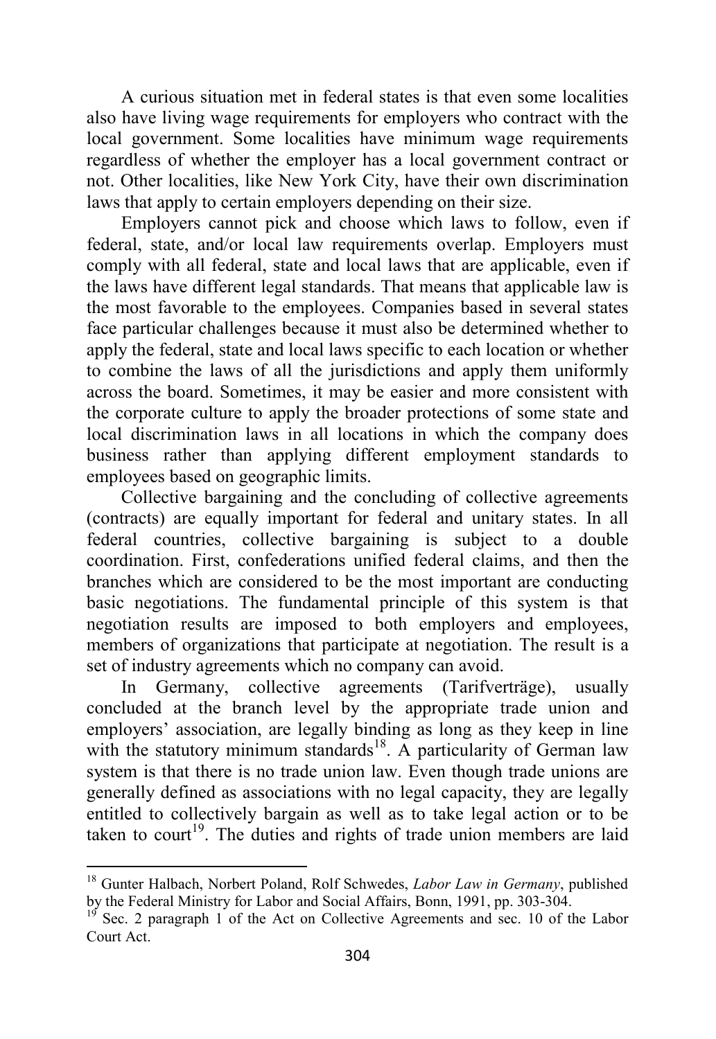A curious situation met in federal states is that even some localities also have living wage requirements for employers who contract with the local government. Some localities have minimum wage requirements regardless of whether the employer has a local government contract or not. Other localities, like New York City, have their own discrimination laws that apply to certain employers depending on their size.

Employers cannot pick and choose which laws to follow, even if federal, state, and/or local law requirements overlap. Employers must comply with all federal, state and local laws that are applicable, even if the laws have different legal standards. That means that applicable law is the most favorable to the employees. Companies based in several states face particular challenges because it must also be determined whether to apply the federal, state and local laws specific to each location or whether to combine the laws of all the jurisdictions and apply them uniformly across the board. Sometimes, it may be easier and more consistent with the corporate culture to apply the broader protections of some state and local discrimination laws in all locations in which the company does business rather than applying different employment standards to employees based on geographic limits.

Collective bargaining and the concluding of collective agreements (contracts) are equally important for federal and unitary states. In all federal countries, collective bargaining is subject to a double coordination. First, confederations unified federal claims, and then the branches which are considered to be the most important are conducting basic negotiations. The fundamental principle of this system is that negotiation results are imposed to both employers and employees, members of organizations that participate at negotiation. The result is a set of industry agreements which no company can avoid.

In Germany, collective agreements (Tarifverträge), usually concluded at the branch level by the appropriate trade union and employers' association, are legally binding as long as they keep in line with the statutory minimum standards[18]. A particularity of German law system is that there is no trade union law. Even though trade unions are generally defined as associations with no legal capacity, they are legally entitled to collectively bargain as well as to take legal action or to be taken to court[19]. The duties and rights of trade union members are laid

---

[18] Gunter Halbach, Norbert Poland, Rolf Schwedes, *Labor Law in Germany*, published by the Federal Ministry for Labor and Social Affairs, Bonn, 1991, pp. 303-304.

[19] Sec. 2 paragraph 1 of the Act on Collective Agreements and sec. 10 of the Labor Court Act.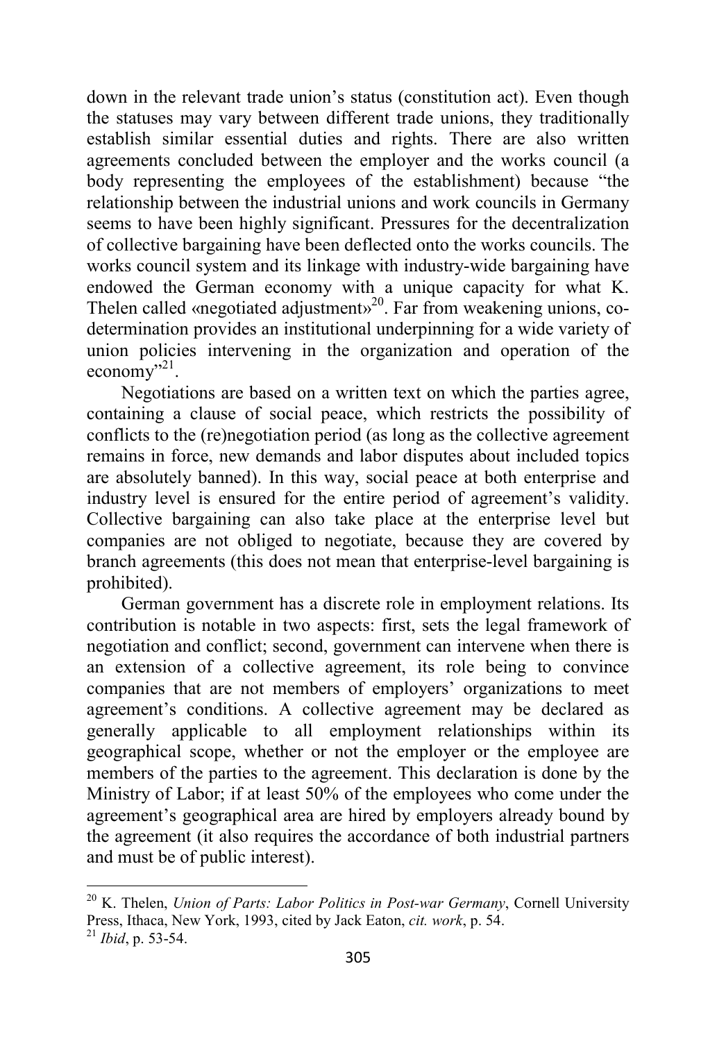down in the relevant trade union's status (constitution act). Even though the statuses may vary between different trade unions, they traditionally establish similar essential duties and rights. There are also written agreements concluded between the employer and the works council (a body representing the employees of the establishment) because "the relationship between the industrial unions and work councils in Germany seems to have been highly significant. Pressures for the decentralization of collective bargaining have been deflected onto the works councils. The works council system and its linkage with industry-wide bargaining have endowed the German economy with a unique capacity for what K. Thelen called «negotiated adjustment»[20]. Far from weakening unions, co-determination provides an institutional underpinning for a wide variety of union policies intervening in the organization and operation of the economy"[21].

Negotiations are based on a written text on which the parties agree, containing a clause of social peace, which restricts the possibility of conflicts to the (re)negotiation period (as long as the collective agreement remains in force, new demands and labor disputes about included topics are absolutely banned). In this way, social peace at both enterprise and industry level is ensured for the entire period of agreement's validity. Collective bargaining can also take place at the enterprise level but companies are not obliged to negotiate, because they are covered by branch agreements (this does not mean that enterprise-level bargaining is prohibited).

German government has a discrete role in employment relations. Its contribution is notable in two aspects: first, sets the legal framework of negotiation and conflict; second, government can intervene when there is an extension of a collective agreement, its role being to convince companies that are not members of employers' organizations to meet agreement's conditions. A collective agreement may be declared as generally applicable to all employment relationships within its geographical scope, whether or not the employer or the employee are members of the parties to the agreement. This declaration is done by the Ministry of Labor; if at least 50% of the employees who come under the agreement's geographical area are hired by employers already bound by the agreement (it also requires the accordance of both industrial partners and must be of public interest).

---

[20] K. Thelen, *Union of Parts: Labor Politics in Post-war Germany*, Cornell University Press, Ithaca, New York, 1993, cited by Jack Eaton, *cit. work*, p. 54.

[21] *Ibid*, p. 53-54.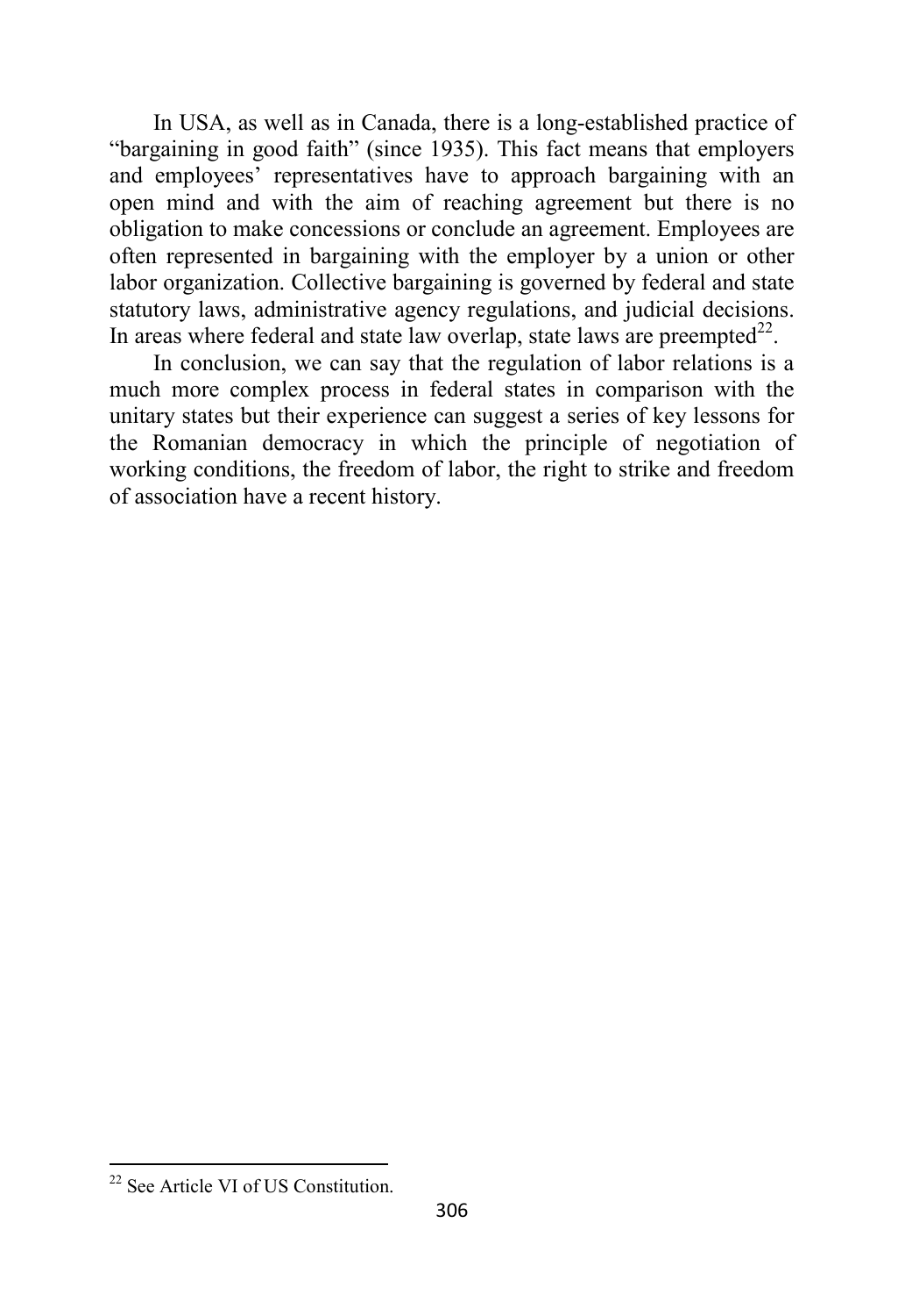In USA, as well as in Canada, there is a long-established practice of "bargaining in good faith" (since 1935). This fact means that employers and employees' representatives have to approach bargaining with an open mind and with the aim of reaching agreement but there is no obligation to make concessions or conclude an agreement. Employees are often represented in bargaining with the employer by a union or other labor organization. Collective bargaining is governed by federal and state statutory laws, administrative agency regulations, and judicial decisions. In areas where federal and state law overlap, state laws are preempted[22].

In conclusion, we can say that the regulation of labor relations is a much more complex process in federal states in comparison with the unitary states but their experience can suggest a series of key lessons for the Romanian democracy in which the principle of negotiation of working conditions, the freedom of labor, the right to strike and freedom of association have a recent history.

---

[22] See Article VI of US Constitution.